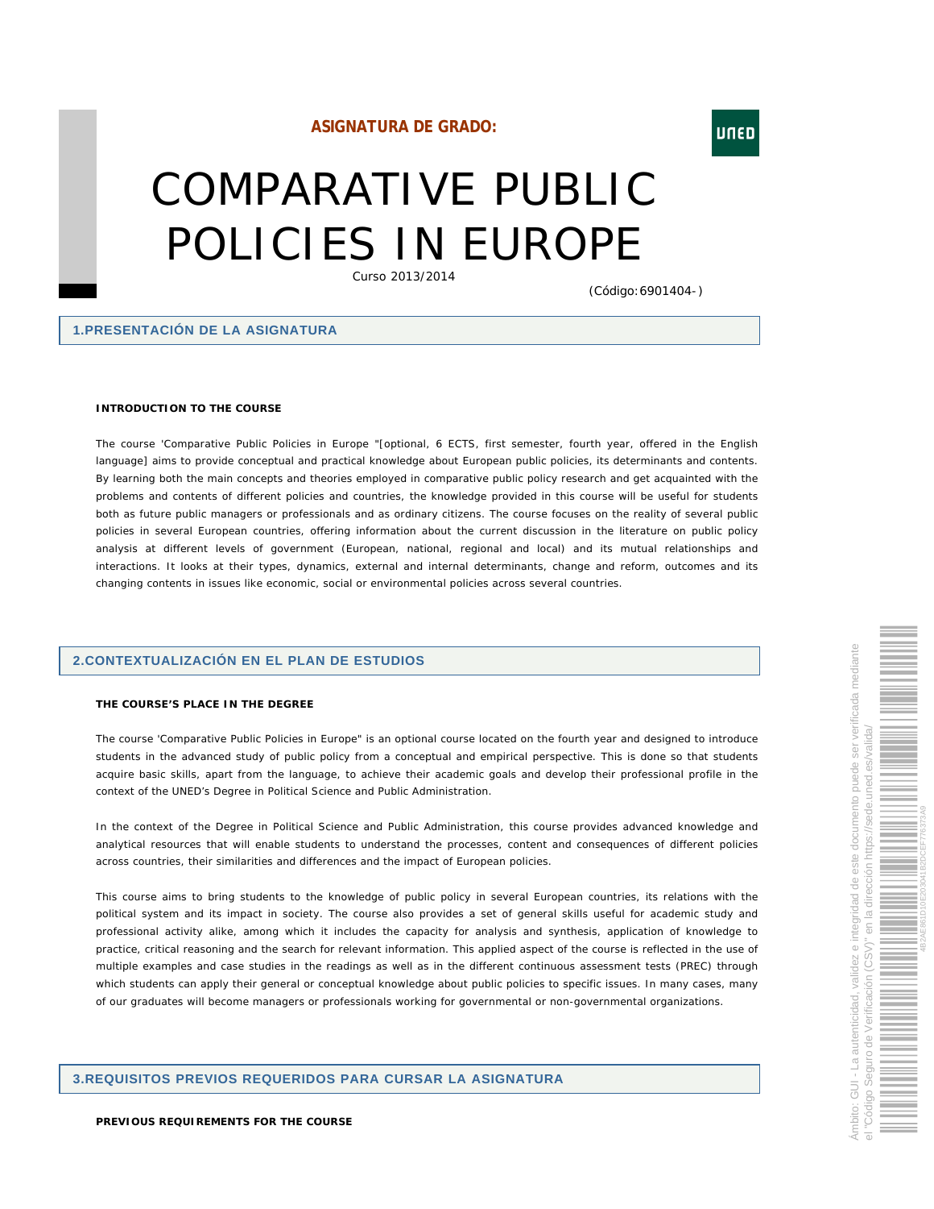ASIGNATURA DE GRADO:

# COMPARATIVE PUBLIC POLICIES IN EUROPE

Curso 2013/2014

(Código:6901404-)

## 1.PRESENTACIÓN DE LA ASIGNATURA

**INTRODUCTION TO THE COURSE**

The course 'Comparative Public Policies in Europe "[optional, 6 ECTS, first semester, fourth year, offered in the English language] aims to provide conceptual and practical knowledge about European public policies, its determinants and contents. By learning both the main concepts and theories employed in comparative public policy research and get acquainted with the problems and contents of different policies and countries, the knowledge provided in this course will be useful for students both as future public managers or professionals and as ordinary citizens. The course focuses on the reality of several public policies in several European countries, offering information about the current discussion in the literature on public policy analysis at different levels of government (European, national, regional and local) and its mutual relationships and interactions. It looks at their types, dynamics, external and internal determinants, change and reform, outcomes and its changing contents in issues like economic, social or environmental policies across several countries.

## 2.CONTEXTUALIZACIÓN EN EL PLAN DE ESTUDIOS

**THE COURSE'S PLACE IN THE DEGREE**

The course 'Comparative Public Policies in Europe" is an optional course located on the fourth year and designed to introduce students in the advanced study of public policy from a conceptual and empirical perspective. This is done so that students acquire basic skills, apart from the language, to achieve their academic goals and develop their professional profile in the context of the UNED's Degree in Political Science and Public Administration.

In the context of the Degree in Political Science and Public Administration, this course provides advanced knowledge and analytical resources that will enable students to understand the processes, content and consequences of different policies across countries, their similarities and differences and the impact of European policies.

This course aims to bring students to the knowledge of public policy in several European countries, its relations with the political system and its impact in society. The course also provides a set of general skills useful for academic study and professional activity alike, among which it includes the capacity for analysis and synthesis, application of knowledge to practice, critical reasoning and the search for relevant information. This applied aspect of the course is reflected in the use of multiple examples and case studies in the readings as well as in the different continuous assessment tests (PREC) through which students can apply their general or conceptual knowledge about public policies to specific issues. In many cases, many of our graduates will become managers or professionals working for governmental or non-governmental organizations.

## 3.REQUISITOS PREVIOS REQUERIDOS PARA CURSAR LA ASIGNATURA

**PREVIOUS REQUIREMENTS FOR THE COURSE**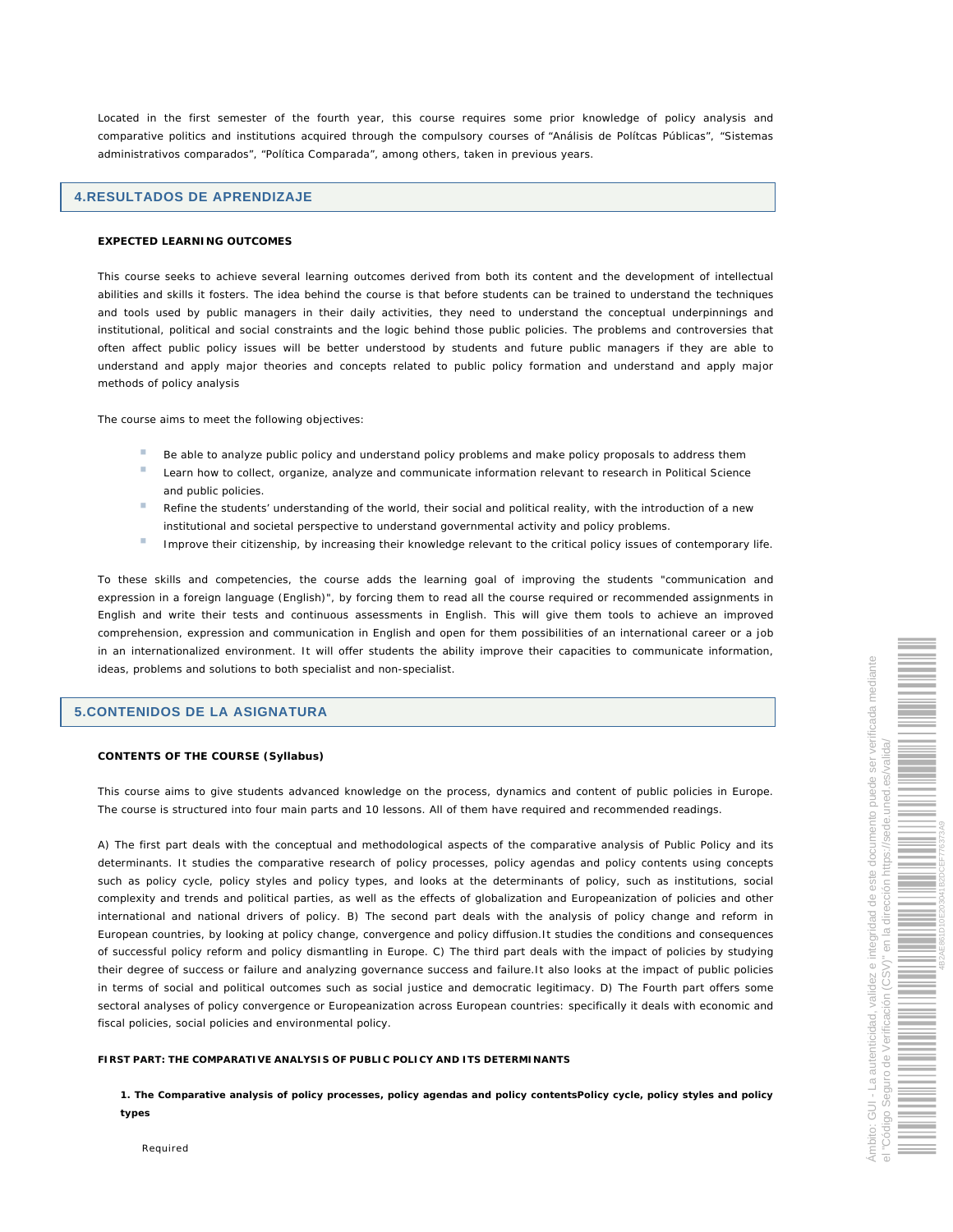Located in the first semester of the fourth year, this course requires some prior knowledge of policy analysis and comparative politics and institutions acquired through the compulsory courses of "Análisis de Polítcas Públicas", "Sistemas administrativos comparados", "Política Comparada", among others, taken in previous years.

## 4.RESULTADOS DE APRENDIZAJE

**EXPECTED LEARNING OUTCOMES**

This course seeks to achieve several learning outcomes derived from both its content and the development of intellectual abilities and skills it fosters. The idea behind the course is that before students can be trained to understand the techniques and tools used by public managers in their daily activities, they need to understand the conceptual underpinnings and institutional, political and social constraints and the logic behind those public policies. The problems and controversies that often affect public policy issues will be better understood by students and future public managers if they are able to understand and apply major theories and concepts related to public policy formation and understand and apply major methods of policy analysis

The course aims to meet the following objectives:

- Be able to analyze public policy and understand policy problems and make policy proposals to address them
- Learn how to collect, organize, analyze and communicate information relevant to research in Political Science and public policies.
- Refine the students' understanding of the world, their social and political reality, with the introduction of a new institutional and societal perspective to understand governmental activity and policy problems.
- Improve their citizenship, by increasing their knowledge relevant to the critical policy issues of contemporary life.

To these skills and competencies, the course adds the learning goal of improving the students "communication and expression in a foreign language (English)", by forcing them to read all the course required or recommended assignments in English and write their tests and continuous assessments in English. This will give them tools to achieve an improved comprehension, expression and communication in English and open for them possibilities of an international career or a job in an internationalized environment. It will offer students the ability improve their capacities to communicate information, ideas, problems and solutions to both specialist and non-specialist.

## 5.CONTENIDOS DE LA ASIGNATURA

**CONTENTS OF THE COURSE (Syllabus)**

This course aims to give students advanced knowledge on the process, dynamics and content of public policies in Europe. The course is structured into four main parts and 10 lessons. All of them have required and recommended readings.

A) The first part deals with the conceptual and methodological aspects of the comparative analysis of Public Policy and its determinants. It studies the comparative research of policy processes, policy agendas and policy contents using concepts such as policy cycle, policy styles and policy types, and looks at the determinants of policy, such as institutions, social complexity and trends and political parties, as well as the effects of globalization and Europeanization of policies and other international and national drivers of policy. B) The second part deals with the analysis of policy change and reform in European countries, by looking at policy change, convergence and policy diffusion.It studies the conditions and consequences of successful policy reform and policy dismantling in Europe. C) The third part deals with the impact of policies by studying their degree of success or failure and analyzing governance success and failure.It also looks at the impact of public policies in terms of social and political outcomes such as social justice and democratic legitimacy. D) The Fourth part offers some sectoral analyses of policy convergence or Europeanization across European countries: specifically it deals with economic and fiscal policies, social policies and environmental policy.

**FIRST PART: THE COMPARATIVE ANALYSIS OF PUBLIC POLICY AND ITS DETERMINANTS**

**1. The Comparative analysis of policy processes, policy agendas and policy contentsPolicy cycle, policy styles and policy types**

Required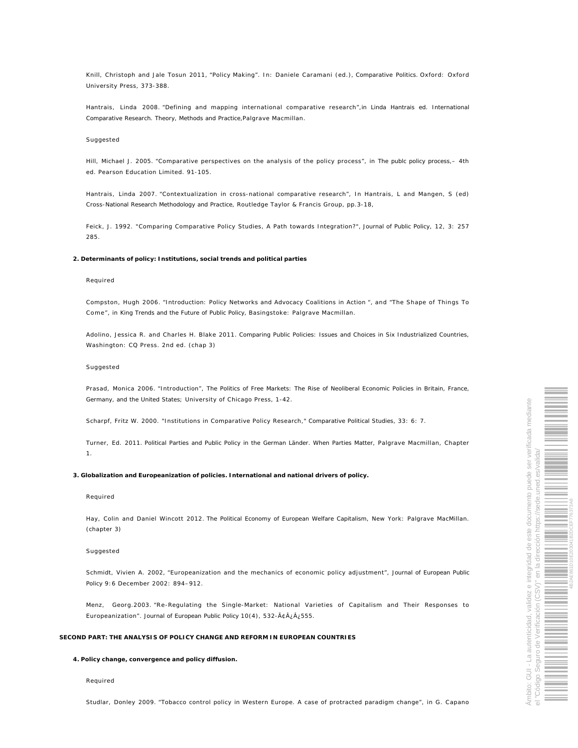Knill, Christoph and Jale Tosun 2011, "Policy Making". In: Daniele Caramani (ed.), Comparative Politics. Oxford: Oxford University Press, 373-388.

Hantrais, Linda 2008. "Defining and mapping international comparative research",in Linda Hantrais ed. International Comparative Research. Theory, Methods and Practice,Palgrave Macmillan.

Suggested

Hill, Michael J. 2005. "Comparative perspectives on the analysis of the policy process", in The publc policy process,– 4th ed. Pearson Education Limited. 91-105.

Hantrais, Linda 2007. "Contextualization in cross-national comparative research", In Hantrais, L and Mangen, S (ed) Cross-National Research Methodology and Practice, Routledge Taylor & Francis Group, pp.3-18,

Feick, J. 1992. "Comparing Comparative Policy Studies, A Path towards Integration?", Journal of Public Policy, 12, 3: 257 285.

**2. Determinants of policy: Institutions, social trends and political parties**

Required

Compston, Hugh 2006. "Introduction: Policy Networks and Advocacy Coalitions in Action ", and "The Shape of Things To Come", in King Trends and the Future of Public Policy, Basingstoke: Palgrave Macmillan.

Adolino, Jessica R. and Charles H. Blake 2011. Comparing Public Policies: Issues and Choices in Six Industrialized Countries, Washington: CQ Press. 2nd ed. (chap 3)

Suggested

Prasad, Monica 2006. "Introduction", The Politics of Free Markets: The Rise of Neoliberal Economic Policies in Britain, France, Germany, and the United States; University of Chicago Press, 1-42.

Scharpf, Fritz W. 2000. "Institutions in Comparative Policy Research," Comparative Political Studies, 33: 6: 7.

Turner, Ed. 2011. Political Parties and Public Policy in the German Länder. When Parties Matter, Palgrave Macmillan, Chapter 1.

**3. Globalization and Europeanization of policies. International and national drivers of policy.**

Required

Hay, Colin and Daniel Wincott 2012. The Political Economy of European Welfare Capitalism, New York: Palgrave MacMillan. (chapter 3)

Suggested

Schmidt, Vivien A. 2002, "Europeanization and the mechanics of economic policy adjustment", Journal of European Public Policy 9:6 December 2002: 894–912.

Menz, Georg.2003. "Re-Regulating the Single-Market: National Varieties of Capitalism and Their Responses to Europeanization". Journal of European Public Policy 10(4), 532-Ã¢Â¿Â¿555.

**SECOND PART: THE ANALYSIS OF POLICY CHANGE AND REFORM IN EUROPEAN COUNTRIES**

**4. Policy change, convergence and policy diffusion.**

Required

Studlar, Donley 2009. "Tobacco control policy in Western Europe. A case of protracted paradigm change", in G. Capano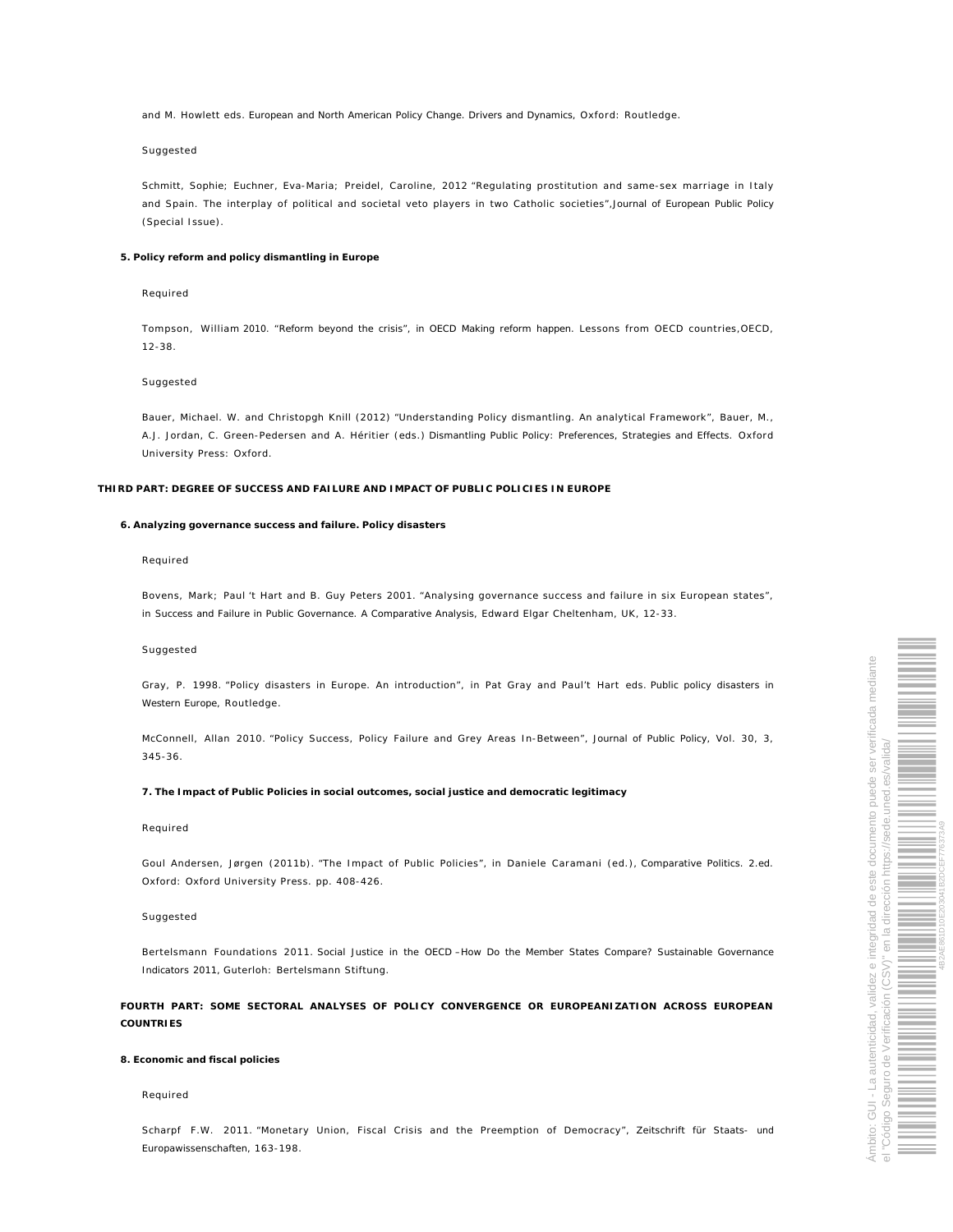and M. Howlett eds. European and North American Policy Change. Drivers and Dynamics, Oxford: Routledge.

Suggested

Schmitt, Sophie; Euchner, Eva-Maria; Preidel, Caroline, 2012 "Regulating prostitution and same-sex marriage in Italy and Spain. The interplay of political and societal veto players in two Catholic societies",Journal of European Public Policy (Special Issue).

**5. Policy reform and policy dismantling in Europe**

Required

Tompson, William 2010. "Reform beyond the crisis", in OECD Making reform happen. Lessons from OECD countries,OECD, 12-38.

Suggested

Bauer, Michael. W. and Christopgh Knill (2012) "Understanding Policy dismantling. An analytical Framework", Bauer, M., A.J. Jordan, C. Green-Pedersen and A. Héritier (eds.) Dismantling Public Policy: Preferences, Strategies and Effects. Oxford University Press: Oxford.

**THIRD PART: DEGREE OF SUCCESS AND FAILURE AND IMPACT OF PUBLIC POLICIES IN EUROPE**

**6. Analyzing governance success and failure. Policy disasters**

Required

Bovens, Mark; Paul 't Hart and B. Guy Peters 2001. "Analysing governance success and failure in six European states", in Success and Failure in Public Governance. A Comparative Analysis, Edward Elgar Cheltenham, UK, 12-33.

Suggested

Gray, P. 1998. "Policy disasters in Europe. An introduction", in Pat Gray and Paul't Hart eds. Public policy disasters in Western Europe, Routledge.

McConnell, Allan 2010. "Policy Success, Policy Failure and Grey Areas In-Between", Journal of Public Policy, Vol. 30, 3, 345-36.

**7. The Impact of Public Policies in social outcomes, social justice and democratic legitimacy**

Required

Goul Andersen, Jørgen (2011b). "The Impact of Public Policies", in Daniele Caramani (ed.), Comparative Politics. 2.ed. Oxford: Oxford University Press. pp. 408-426.

Suggested

Bertelsmann Foundations 2011. Social Justice in the OECD –How Do the Member States Compare? Sustainable Governance Indicators 2011, Guterloh: Bertelsmann Stiftung.

**FOURTH PART: SOME SECTORAL ANALYSES OF POLICY CONVERGENCE OR EUROPEANIZATION ACROSS EUROPEAN COUNTRIES**

**8. Economic and fiscal policies**

Required

Scharpf F.W. 2011. "Monetary Union, Fiscal Crisis and the Preemption of Democracy", Zeitschrift für Staats- und Europawissenschaften, 163-198.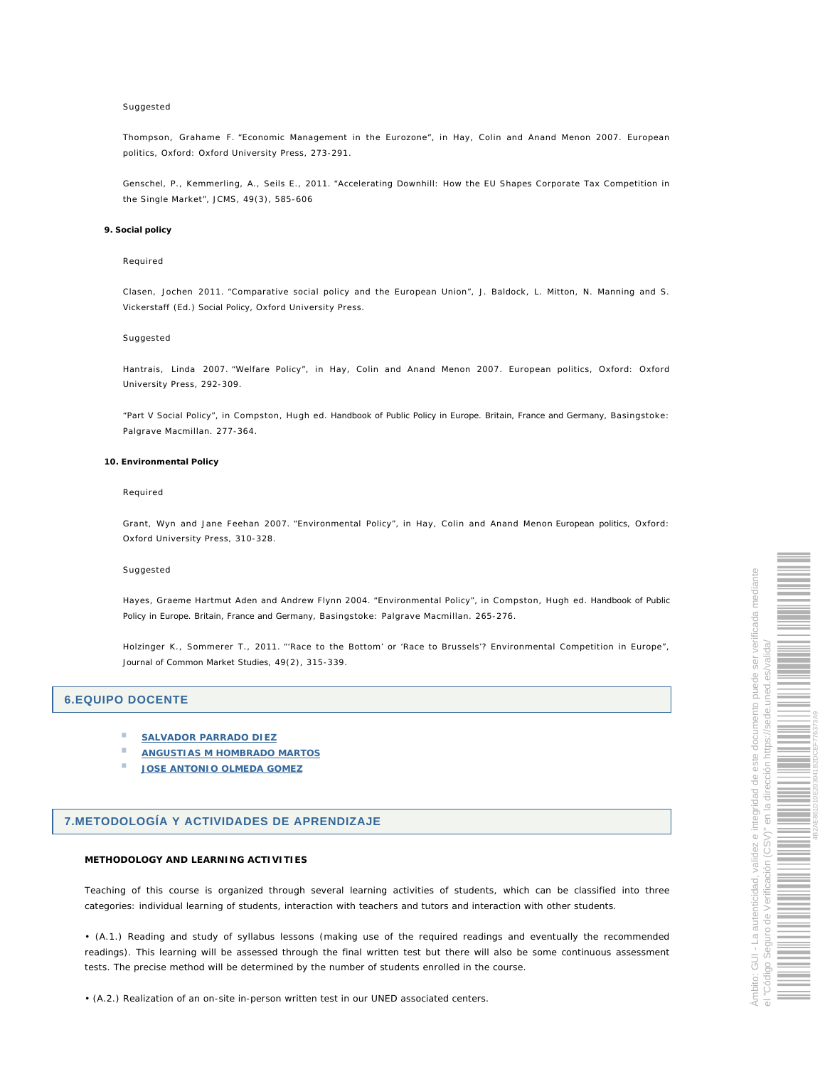Suggested

Thompson, Grahame F. "Economic Management in the Eurozone", in Hay, Colin and Anand Menon 2007. European politics, Oxford: Oxford University Press, 273-291.

Genschel, P., Kemmerling, A., Seils E., 2011. "Accelerating Downhill: How the EU Shapes Corporate Tax Competition in the Single Market", JCMS, 49(3), 585-606

**9. Social policy**

Required

Clasen, Jochen 2011. "Comparative social policy and the European Union", J. Baldock, L. Mitton, N. Manning and S. Vickerstaff (Ed.) Social Policy, Oxford University Press.

Suggested

Hantrais, Linda 2007. "Welfare Policy", in Hay, Colin and Anand Menon 2007. European politics, Oxford: Oxford University Press, 292-309.

"Part V Social Policy", in Compston, Hugh ed. Handbook of Public Policy in Europe. Britain, France and Germany, Basingstoke: Palgrave Macmillan. 277-364.

**10. Environmental Policy**

Required

Grant, Wyn and Jane Feehan 2007. "Environmental Policy", in Hay, Colin and Anand Menon European politics, Oxford: Oxford University Press, 310-328.

Suggested

Hayes, Graeme Hartmut Aden and Andrew Flynn 2004. "Environmental Policy", in Compston, Hugh ed. Handbook of Public Policy in Europe. Britain, France and Germany, Basingstoke: Palgrave Macmillan. 265-276.

Holzinger K., Sommerer T., 2011. "'Race to the Bottom' or 'Race to Brussels'? Environmental Competition in Europe", Journal of Common Market Studies, 49(2), 315-339.

## 6.EQUIPO DOCENTE

- SALVADOR PARRADO DIEZ
- ANGUSTIAS M HOMBRADO MARTOS
- JOSE ANTONIO OLMEDA GOMEZ

## 7.METODOLOGÍA Y ACTIVIDADES DE APRENDIZAJE

**METHODOLOGY AND LEARNING ACTIVITIES**

Teaching of this course is organized through several learning activities of students, which can be classified into three categories: individual learning of students, interaction with teachers and tutors and interaction with other students.

• (A.1.) Reading and study of syllabus lessons (making use of the required readings and eventually the recommended readings). This learning will be assessed through the final written test but there will also be some continuous assessment tests. The precise method will be determined by the number of students enrolled in the course.

• (A.2.) Realization of an on-site in-person written test in our UNED associated centers.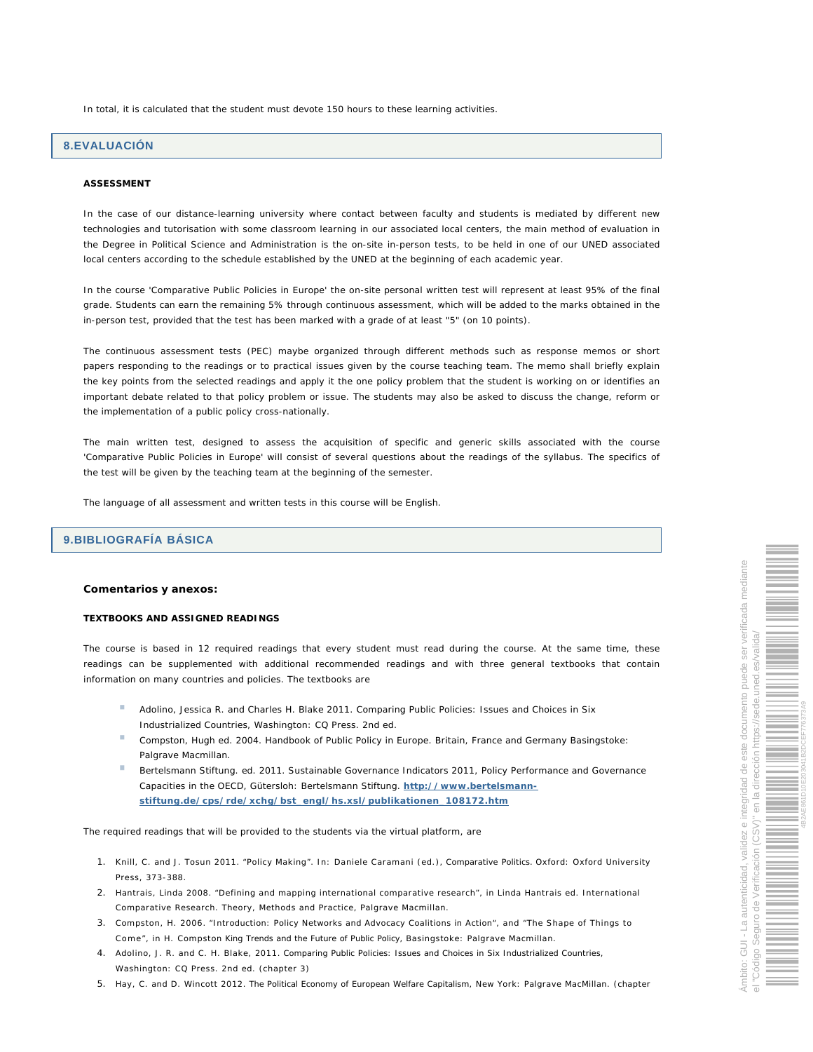In total, it is calculated that the student must devote 150 hours to these learning activities.

## 8.EVALUACIÓN

**ASSESSMENT**

In the case of our distance-learning university where contact between faculty and students is mediated by different new technologies and tutorisation with some classroom learning in our associated local centers, the main method of evaluation in the Degree in Political Science and Administration is the on-site in-person tests, to be held in one of our UNED associated local centers according to the schedule established by the UNED at the beginning of each academic year.

In the course 'Comparative Public Policies in Europe' the on-site personal written test will represent at least 95% of the final grade. Students can earn the remaining 5% through continuous assessment, which will be added to the marks obtained in the in-person test, provided that the test has been marked with a grade of at least "5" (on 10 points).

The continuous assessment tests (PEC) maybe organized through different methods such as response memos or short papers responding to the readings or to practical issues given by the course teaching team. The memo shall briefly explain the key points from the selected readings and apply it the one policy problem that the student is working on or identifies an important debate related to that policy problem or issue. The students may also be asked to discuss the change, reform or the implementation of a public policy cross-nationally.

The main written test, designed to assess the acquisition of specific and generic skills associated with the course 'Comparative Public Policies in Europe' will consist of several questions about the readings of the syllabus. The specifics of the test will be given by the teaching team at the beginning of the semester.

The language of all assessment and written tests in this course will be English.

## 9.BIBLIOGRAFÍA BÁSICA

**Comentarios y anexos:**

**TEXTBOOKS AND ASSIGNED READINGS**

The course is based in 12 required readings that every student must read during the course. At the same time, these readings can be supplemented with additional recommended readings and with three general textbooks that contain information on many countries and policies. The textbooks are

- Adolino, Jessica R. and Charles H. Blake 2011. Comparing Public Policies: Issues and Choices in Six Industrialized Countries, Washington: CQ Press. 2nd ed.
- Compston, Hugh ed. 2004. Handbook of Public Policy in Europe. Britain, France and Germany Basingstoke: Palgrave Macmillan.
- Bertelsmann Stiftung. ed. 2011. Sustainable Governance Indicators 2011, Policy Performance and Governance Capacities in the OECD, Gütersloh: Bertelsmann Stiftung. [http://www.bertelsmann-stiftung.de/cps/rde/xchg/bst_engl/hs.xsl/publikationen_108172.htm](http://www.bertelsmann-stiftung.de/cps/rde/xchg/bst_engl/hs.xsl/publikationen_108172.htm)

The required readings that will be provided to the students via the virtual platform, are

1. Knill, C. and J. Tosun 2011. "Policy Making". In: Daniele Caramani (ed.), Comparative Politics. Oxford: Oxford University Press, 373-388.
2. Hantrais, Linda 2008. "Defining and mapping international comparative research", in Linda Hantrais ed. International Comparative Research. Theory, Methods and Practice, Palgrave Macmillan.
3. Compston, H. 2006. "Introduction: Policy Networks and Advocacy Coalitions in Action", and "The Shape of Things to Come", in H. Compston King Trends and the Future of Public Policy, Basingstoke: Palgrave Macmillan.
4. Adolino, J. R. and C. H. Blake, 2011. Comparing Public Policies: Issues and Choices in Six Industrialized Countries, Washington: CQ Press. 2nd ed. (chapter 3)
5. Hay, C. and D. Wincott 2012. The Political Economy of European Welfare Capitalism, New York: Palgrave MacMillan. (chapter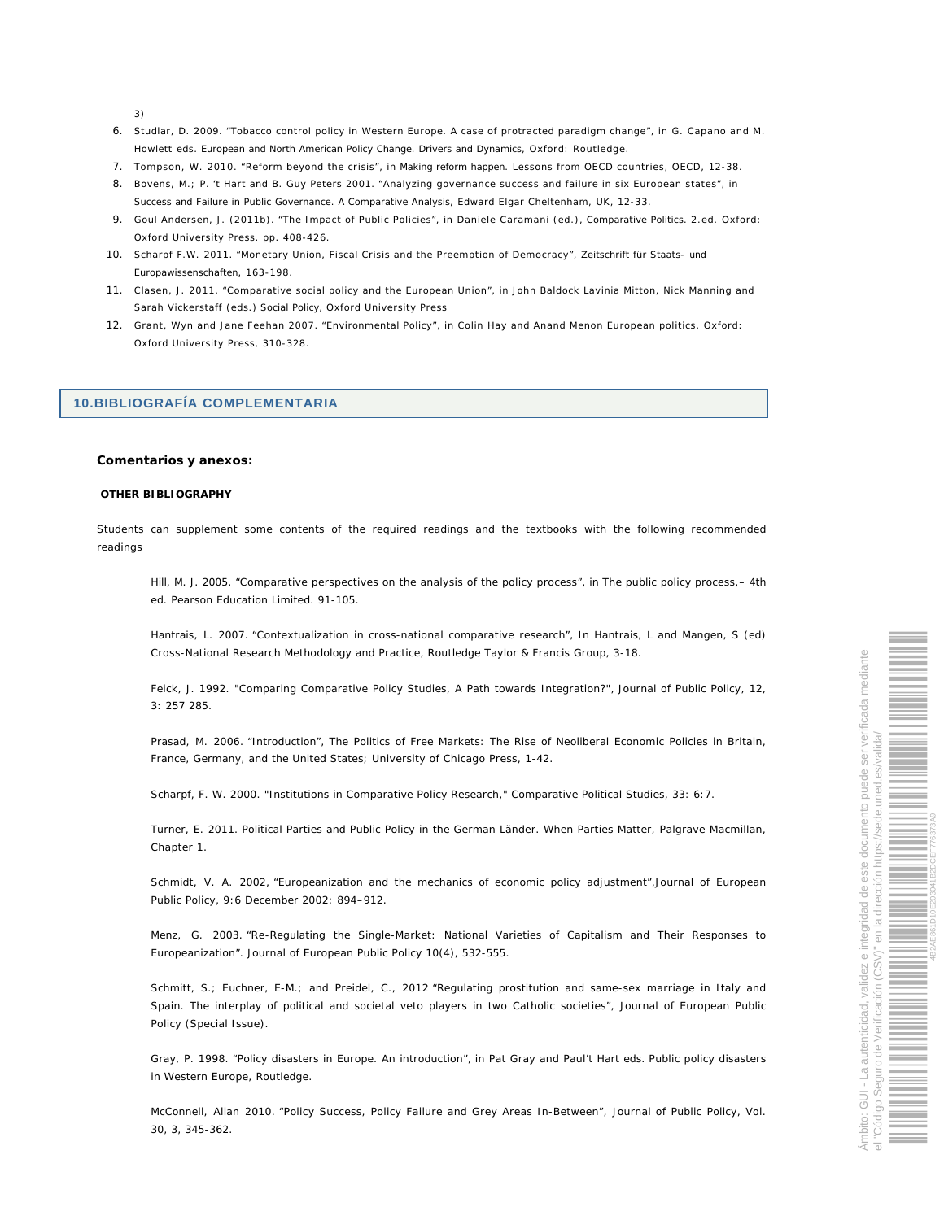3)

6. Studlar, D. 2009. “Tobacco control policy in Western Europe. A case of protracted paradigm change”, in G. Capano and M. Howlett eds. European and North American Policy Change. Drivers and Dynamics, Oxford: Routledge.
7. Tompson, W. 2010. “Reform beyond the crisis”, in Making reform happen. Lessons from OECD countries, OECD, 12-38.
8. Bovens, M.; P. 't Hart and B. Guy Peters 2001. “Analyzing governance success and failure in six European states”, in Success and Failure in Public Governance. A Comparative Analysis, Edward Elgar Cheltenham, UK, 12-33.
9. Goul Andersen, J. (2011b). “The Impact of Public Policies”, in Daniele Caramani (ed.), Comparative Politics. 2.ed. Oxford: Oxford University Press. pp. 408-426.
10. Scharpf F.W. 2011. “Monetary Union, Fiscal Crisis and the Preemption of Democracy”, Zeitschrift für Staats- und Europawissenschaften, 163-198.
11. Clasen, J. 2011. “Comparative social policy and the European Union”, in John Baldock Lavinia Mitton, Nick Manning and Sarah Vickerstaff (eds.) Social Policy, Oxford University Press
12. Grant, Wyn and Jane Feehan 2007. “Environmental Policy”, in Colin Hay and Anand Menon European politics, Oxford: Oxford University Press, 310-328.

## 10.BIBLIOGRAFÍA COMPLEMENTARIA

**Comentarios y anexos:**

**OTHER BIBLIOGRAPHY**

Students can supplement some contents of the required readings and the textbooks with the following recommended readings

Hill, M. J. 2005. “Comparative perspectives on the analysis of the policy process”, in The public policy process,– 4th ed. Pearson Education Limited. 91-105.

Hantrais, L. 2007. “Contextualization in cross-national comparative research”, In Hantrais, L and Mangen, S (ed) Cross-National Research Methodology and Practice, Routledge Taylor & Francis Group, 3-18.

Feick, J. 1992. "Comparing Comparative Policy Studies, A Path towards Integration?", Journal of Public Policy, 12, 3: 257 285.

Prasad, M. 2006. “Introduction”, The Politics of Free Markets: The Rise of Neoliberal Economic Policies in Britain, France, Germany, and the United States; University of Chicago Press, 1-42.

Scharpf, F. W. 2000. "Institutions in Comparative Policy Research," Comparative Political Studies, 33: 6:7.

Turner, E. 2011. Political Parties and Public Policy in the German Länder. When Parties Matter, Palgrave Macmillan, Chapter 1.

Schmidt, V. A. 2002, “Europeanization and the mechanics of economic policy adjustment”,Journal of European Public Policy, 9:6 December 2002: 894–912.

Menz, G. 2003. “Re-Regulating the Single-Market: National Varieties of Capitalism and Their Responses to Europeanization”. Journal of European Public Policy 10(4), 532-555.

Schmitt, S.; Euchner, E-M.; and Preidel, C., 2012 “Regulating prostitution and same-sex marriage in Italy and Spain. The interplay of political and societal veto players in two Catholic societies”, Journal of European Public Policy (Special Issue).

Gray, P. 1998. “Policy disasters in Europe. An introduction”, in Pat Gray and Paul't Hart eds. Public policy disasters in Western Europe, Routledge.

McConnell, Allan 2010. “Policy Success, Policy Failure and Grey Areas In-Between”, Journal of Public Policy, Vol. 30, 3, 345-362.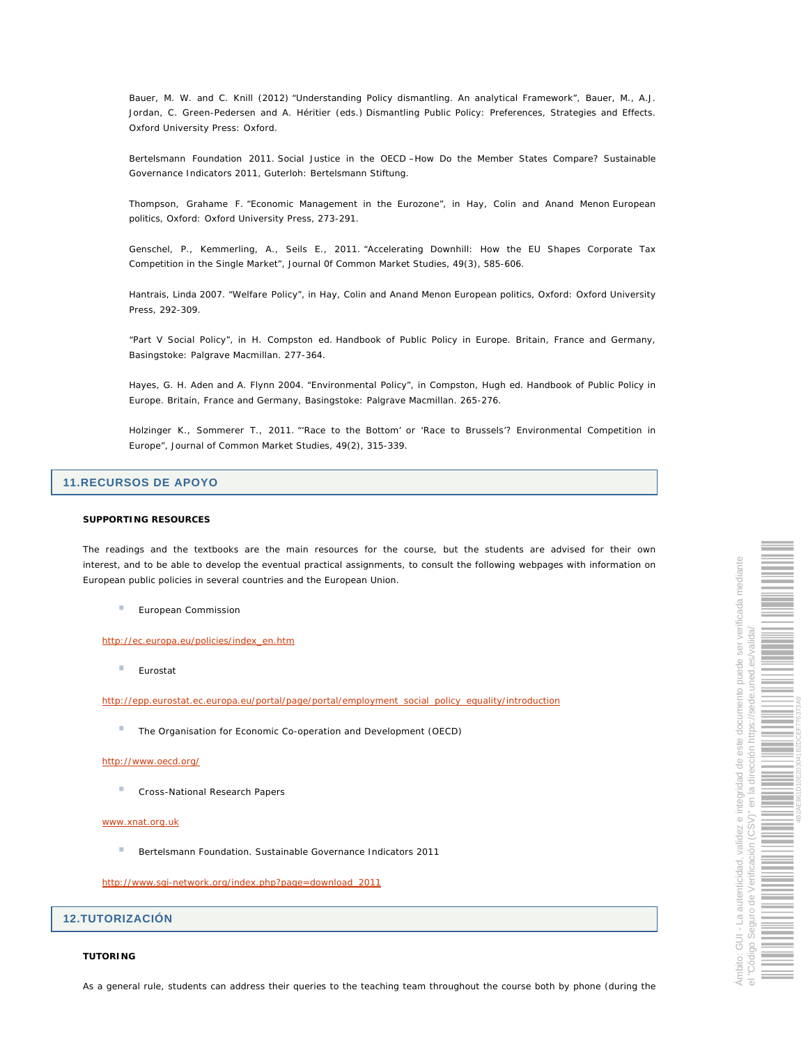Bauer, M. W. and C. Knill (2012) “Understanding Policy dismantling. An analytical Framework”, Bauer, M., A.J. Jordan, C. Green-Pedersen and A. Héritier (eds.) Dismantling Public Policy: Preferences, Strategies and Effects. Oxford University Press: Oxford.

Bertelsmann Foundation 2011. Social Justice in the OECD –How Do the Member States Compare? Sustainable Governance Indicators 2011, Guterloh: Bertelsmann Stiftung.

Thompson, Grahame F. “Economic Management in the Eurozone”, in Hay, Colin and Anand Menon European politics, Oxford: Oxford University Press, 273-291.

Genschel, P., Kemmerling, A., Seils E., 2011. “Accelerating Downhill: How the EU Shapes Corporate Tax Competition in the Single Market”, Journal 0f Common Market Studies, 49(3), 585-606.

Hantrais, Linda 2007. “Welfare Policy”, in Hay, Colin and Anand Menon European politics, Oxford: Oxford University Press, 292-309.

“Part V Social Policy”, in H. Compston ed. Handbook of Public Policy in Europe. Britain, France and Germany, Basingstoke: Palgrave Macmillan. 277-364.

Hayes, G. H. Aden and A. Flynn 2004. “Environmental Policy”, in Compston, Hugh ed. Handbook of Public Policy in Europe. Britain, France and Germany, Basingstoke: Palgrave Macmillan. 265-276.

Holzinger K., Sommerer T., 2011. “‘Race to the Bottom’ or ‘Race to Brussels’? Environmental Competition in Europe”, Journal of Common Market Studies, 49(2), 315-339.

## 11.RECURSOS DE APOYO

**SUPPORTING RESOURCES**

The readings and the textbooks are the main resources for the course, but the students are advised for their own interest, and to be able to develop the eventual practical assignments, to consult the following webpages with information on European public policies in several countries and the European Union.

- European Commission

http://ec.europa.eu/policies/index_en.htm

- Eurostat

http://epp.eurostat.ec.europa.eu/portal/page/portal/employment_social_policy_equality/introduction

- The Organisation for Economic Co-operation and Development (OECD)

http://www.oecd.org/

- Cross-National Research Papers

www.xnat.org.uk

- Bertelsmann Foundation. Sustainable Governance Indicators 2011

http://www.sgi-network.org/index.php?page=download_2011

## 12.TUTORIZACIÓN

**TUTORING**

As a general rule, students can address their queries to the teaching team throughout the course both by phone (during the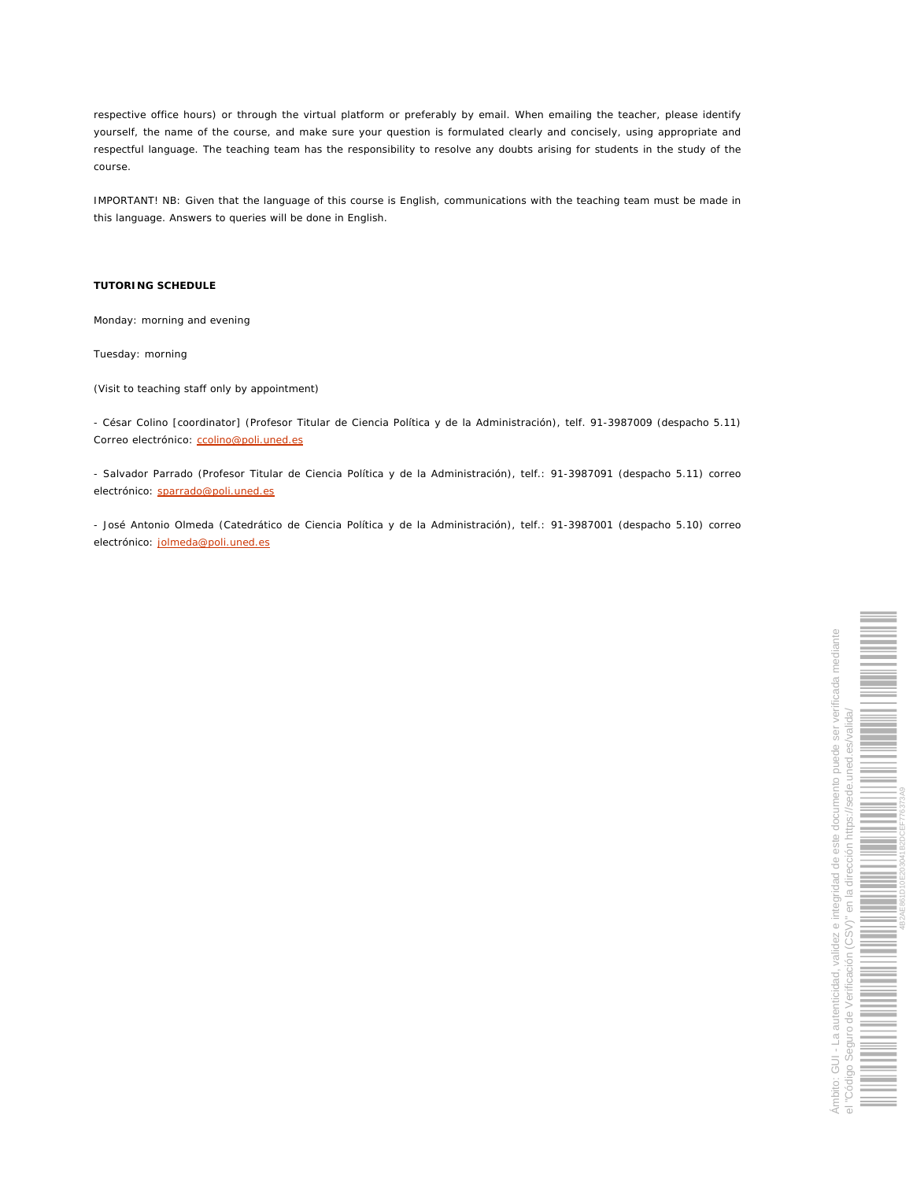respective office hours) or through the virtual platform or preferably by email. When emailing the teacher, please identify yourself, the name of the course, and make sure your question is formulated clearly and concisely, using appropriate and respectful language. The teaching team has the responsibility to resolve any doubts arising for students in the study of the course.

IMPORTANT! NB: Given that the language of this course is English, communications with the teaching team must be made in this language. Answers to queries will be done in English.

**TUTORING SCHEDULE**

Monday: morning and evening

Tuesday: morning

(Visit to teaching staff only by appointment)

- César Colino [coordinator] (Profesor Titular de Ciencia Política y de la Administración), telf. 91-3987009 (despacho 5.11) Correo electrónico: ccolino@poli.uned.es

- Salvador Parrado (Profesor Titular de Ciencia Política y de la Administración), telf.: 91-3987091 (despacho 5.11) correo electrónico: sparrado@poli.uned.es

- José Antonio Olmeda (Catedrático de Ciencia Política y de la Administración), telf.: 91-3987001 (despacho 5.10) correo electrónico: jolmeda@poli.uned.es